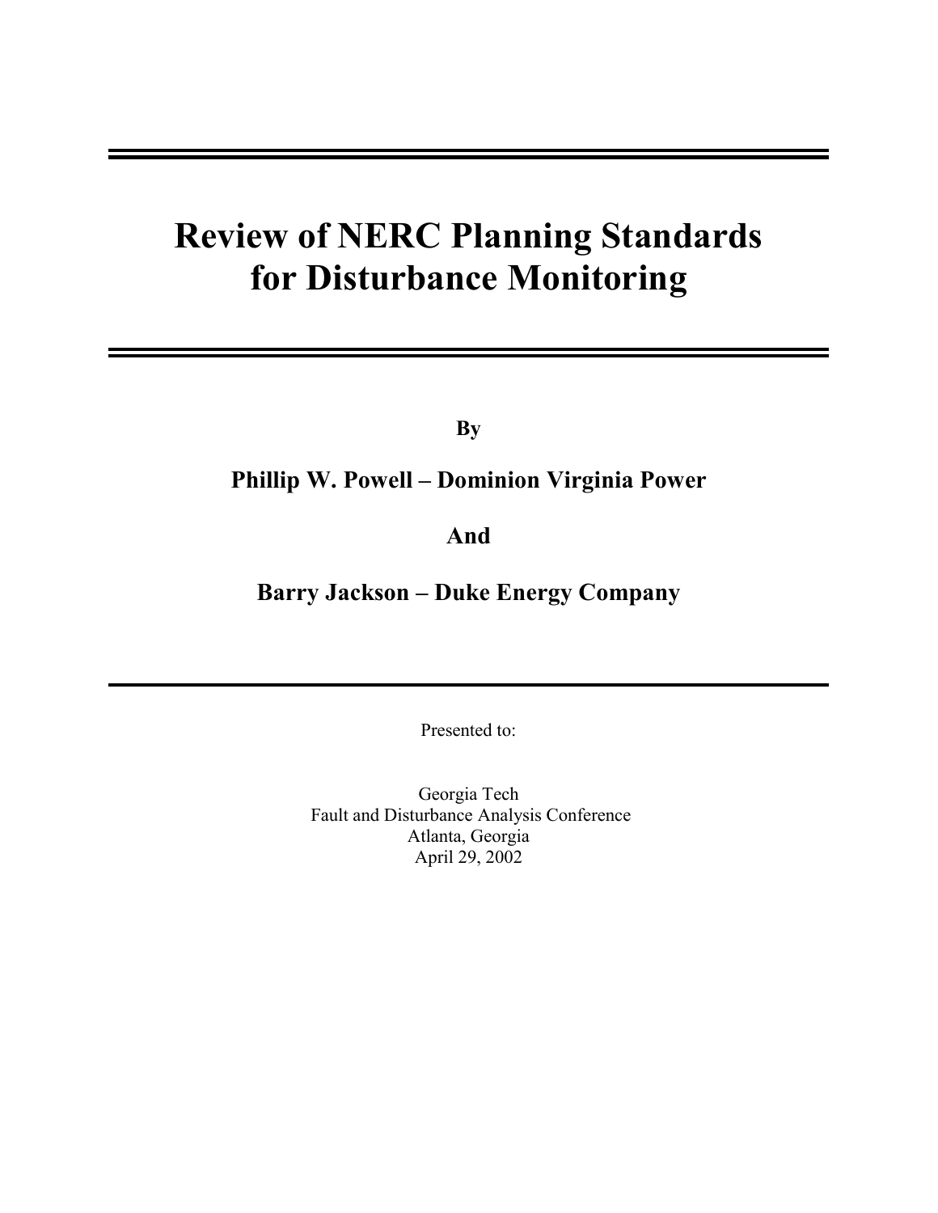# Review of NERC Planning Standards for Disturbance Monitoring

**By**

**Phillip W. Powell – Dominion Virginia Power**

**And**

**Barry Jackson – Duke Energy Company**

Presented to:

Georgia Tech
Fault and Disturbance Analysis Conference
Atlanta, Georgia
April 29, 2002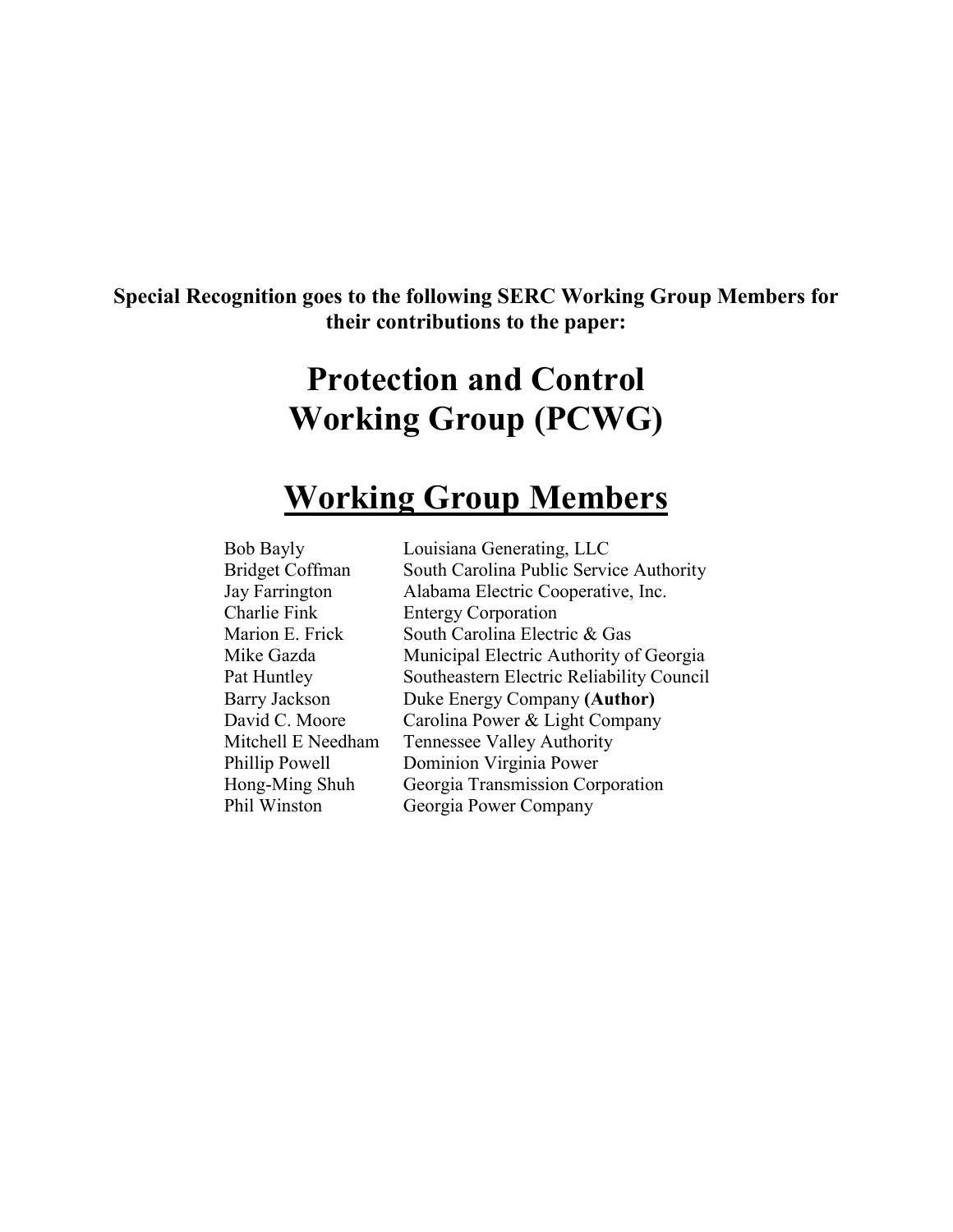**Special Recognition goes to the following SERC Working Group Members for their contributions to the paper:**

# Protection and Control Working Group (PCWG)

## Working Group Members

| | |
|---|---|
| Bob Bayly | Louisiana Generating, LLC |
| Bridget Coffman | South Carolina Public Service Authority |
| Jay Farrington | Alabama Electric Cooperative, Inc. |
| Charlie Fink | Entergy Corporation |
| Marion E. Frick | South Carolina Electric & Gas |
| Mike Gazda | Municipal Electric Authority of Georgia |
| Pat Huntley | Southeastern Electric Reliability Council |
| Barry Jackson | Duke Energy Company **(Author)** |
| David C. Moore | Carolina Power & Light Company |
| Mitchell E Needham | Tennessee Valley Authority |
| Phillip Powell | Dominion Virginia Power |
| Hong-Ming Shuh | Georgia Transmission Corporation |
| Phil Winston | Georgia Power Company |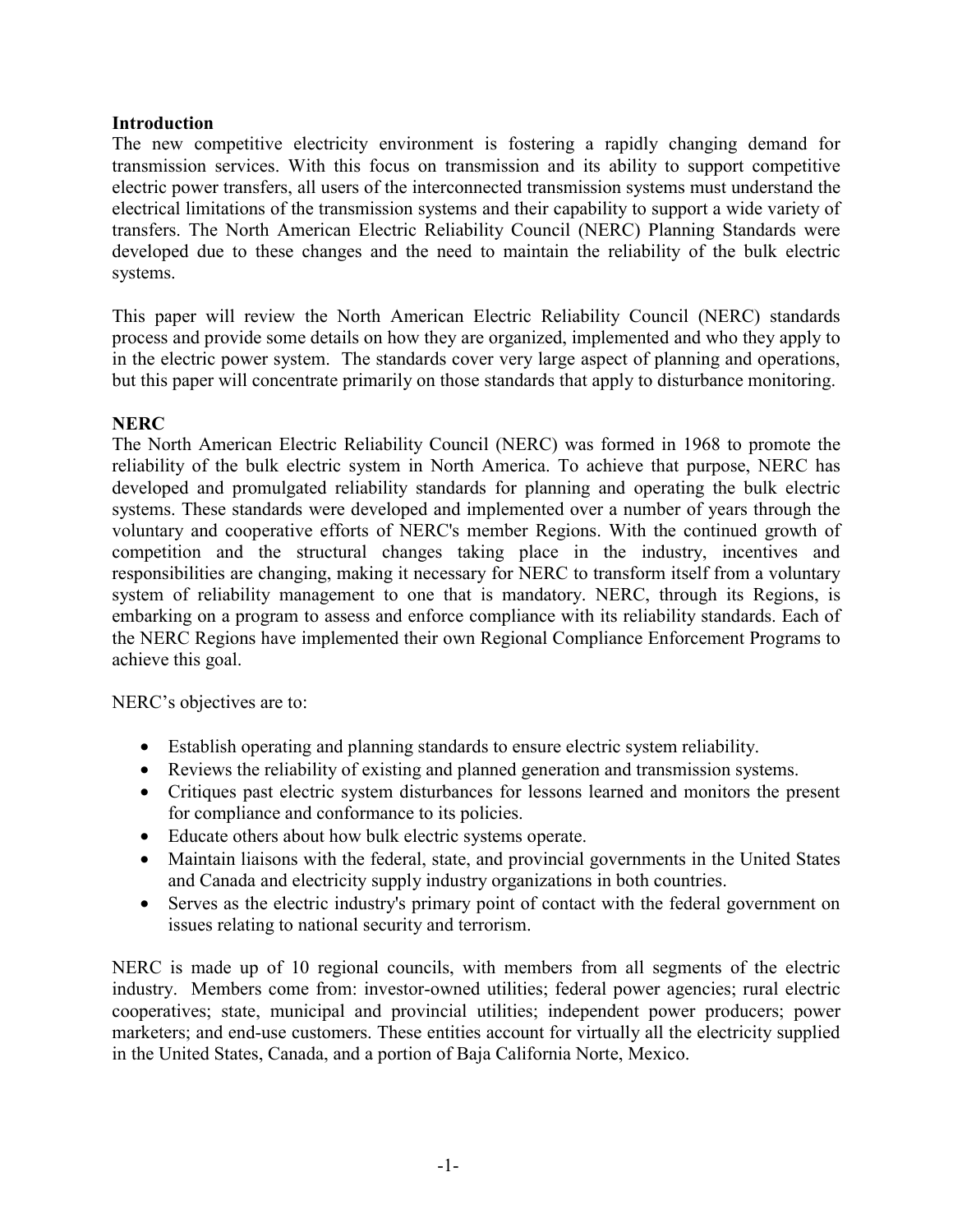**Introduction**

The new competitive electricity environment is fostering a rapidly changing demand for transmission services. With this focus on transmission and its ability to support competitive electric power transfers, all users of the interconnected transmission systems must understand the electrical limitations of the transmission systems and their capability to support a wide variety of transfers. The North American Electric Reliability Council (NERC) Planning Standards were developed due to these changes and the need to maintain the reliability of the bulk electric systems.

This paper will review the North American Electric Reliability Council (NERC) standards process and provide some details on how they are organized, implemented and who they apply to in the electric power system. The standards cover very large aspect of planning and operations, but this paper will concentrate primarily on those standards that apply to disturbance monitoring.

**NERC**

The North American Electric Reliability Council (NERC) was formed in 1968 to promote the reliability of the bulk electric system in North America. To achieve that purpose, NERC has developed and promulgated reliability standards for planning and operating the bulk electric systems. These standards were developed and implemented over a number of years through the voluntary and cooperative efforts of NERC's member Regions. With the continued growth of competition and the structural changes taking place in the industry, incentives and responsibilities are changing, making it necessary for NERC to transform itself from a voluntary system of reliability management to one that is mandatory. NERC, through its Regions, is embarking on a program to assess and enforce compliance with its reliability standards. Each of the NERC Regions have implemented their own Regional Compliance Enforcement Programs to achieve this goal.

NERC's objectives are to:

- Establish operating and planning standards to ensure electric system reliability.
- Reviews the reliability of existing and planned generation and transmission systems.
- Critiques past electric system disturbances for lessons learned and monitors the present for compliance and conformance to its policies.
- Educate others about how bulk electric systems operate.
- Maintain liaisons with the federal, state, and provincial governments in the United States and Canada and electricity supply industry organizations in both countries.
- Serves as the electric industry's primary point of contact with the federal government on issues relating to national security and terrorism.

NERC is made up of 10 regional councils, with members from all segments of the electric industry. Members come from: investor-owned utilities; federal power agencies; rural electric cooperatives; state, municipal and provincial utilities; independent power producers; power marketers; and end-use customers. These entities account for virtually all the electricity supplied in the United States, Canada, and a portion of Baja California Norte, Mexico.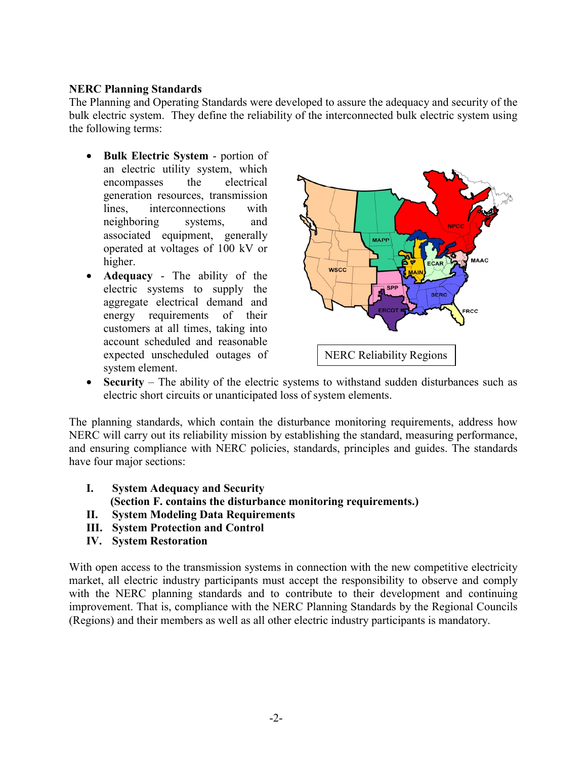**NERC Planning Standards**

The Planning and Operating Standards were developed to assure the adequacy and security of the bulk electric system. They define the reliability of the interconnected bulk electric system using the following terms:

- **Bulk Electric System** - portion of an electric utility system, which encompasses the electrical generation resources, transmission lines, interconnections with neighboring systems, and associated equipment, generally operated at voltages of 100 kV or higher.
- **Adequacy** - The ability of the electric systems to supply the aggregate electrical demand and energy requirements of their customers at all times, taking into account scheduled and reasonable expected unscheduled outages of system element.
- **Security** – The ability of the electric systems to withstand sudden disturbances such as electric short circuits or unanticipated loss of system elements.

NERC Reliability Regions

The planning standards, which contain the disturbance monitoring requirements, address how NERC will carry out its reliability mission by establishing the standard, measuring performance, and ensuring compliance with NERC policies, standards, principles and guides. The standards have four major sections:

I. **System Adequacy and Security**
   **(Section F. contains the disturbance monitoring requirements.)**
II. **System Modeling Data Requirements**
III. **System Protection and Control**
IV. **System Restoration**

With open access to the transmission systems in connection with the new competitive electricity market, all electric industry participants must accept the responsibility to observe and comply with the NERC planning standards and to contribute to their development and continuing improvement. That is, compliance with the NERC Planning Standards by the Regional Councils (Regions) and their members as well as all other electric industry participants is mandatory.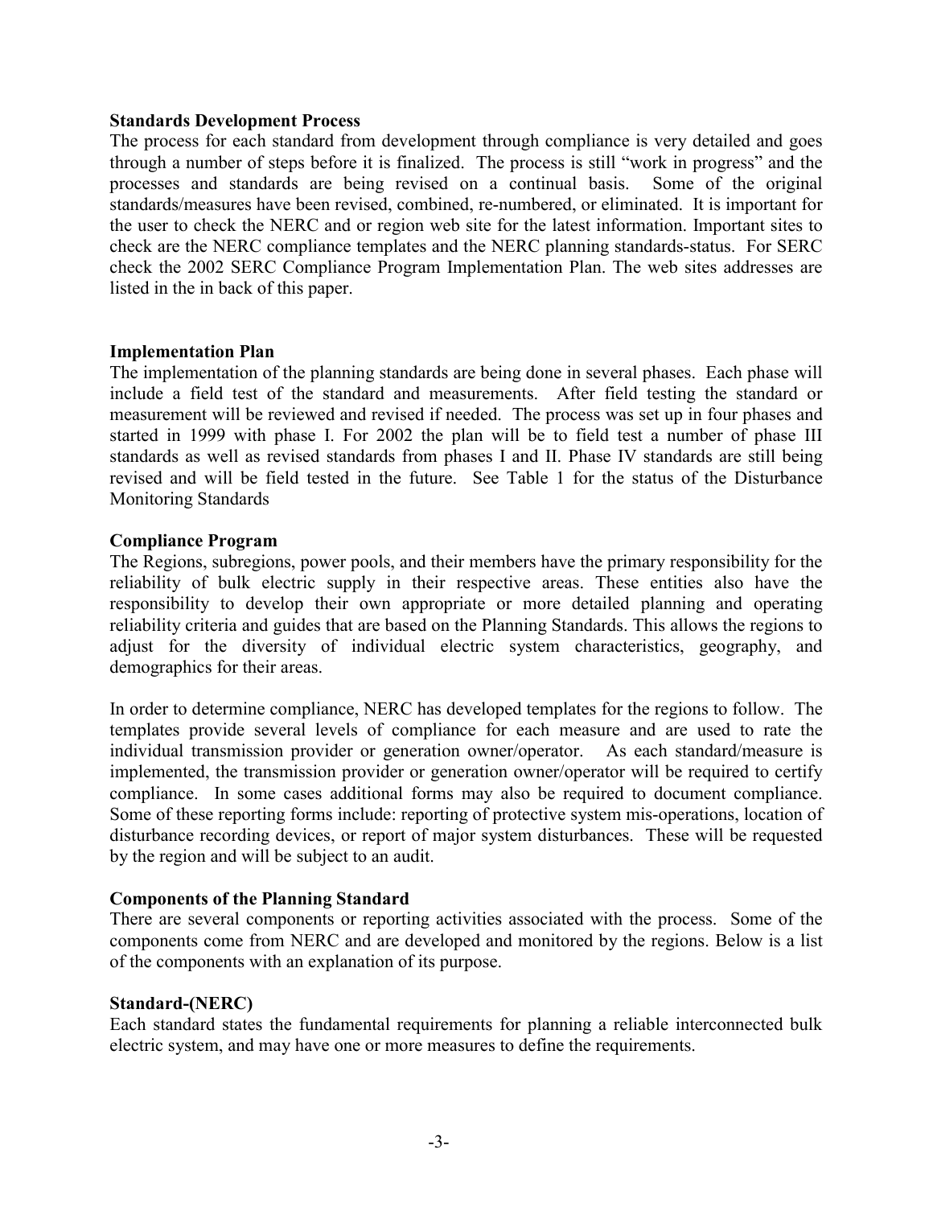**Standards Development Process**

The process for each standard from development through compliance is very detailed and goes through a number of steps before it is finalized. The process is still "work in progress" and the processes and standards are being revised on a continual basis. Some of the original standards/measures have been revised, combined, re-numbered, or eliminated. It is important for the user to check the NERC and or region web site for the latest information. Important sites to check are the NERC compliance templates and the NERC planning standards-status. For SERC check the 2002 SERC Compliance Program Implementation Plan. The web sites addresses are listed in the in back of this paper.

**Implementation Plan**

The implementation of the planning standards are being done in several phases. Each phase will include a field test of the standard and measurements. After field testing the standard or measurement will be reviewed and revised if needed. The process was set up in four phases and started in 1999 with phase I. For 2002 the plan will be to field test a number of phase III standards as well as revised standards from phases I and II. Phase IV standards are still being revised and will be field tested in the future. See Table 1 for the status of the Disturbance Monitoring Standards

**Compliance Program**

The Regions, subregions, power pools, and their members have the primary responsibility for the reliability of bulk electric supply in their respective areas. These entities also have the responsibility to develop their own appropriate or more detailed planning and operating reliability criteria and guides that are based on the Planning Standards. This allows the regions to adjust for the diversity of individual electric system characteristics, geography, and demographics for their areas.

In order to determine compliance, NERC has developed templates for the regions to follow. The templates provide several levels of compliance for each measure and are used to rate the individual transmission provider or generation owner/operator. As each standard/measure is implemented, the transmission provider or generation owner/operator will be required to certify compliance. In some cases additional forms may also be required to document compliance. Some of these reporting forms include: reporting of protective system mis-operations, location of disturbance recording devices, or report of major system disturbances. These will be requested by the region and will be subject to an audit.

**Components of the Planning Standard**

There are several components or reporting activities associated with the process. Some of the components come from NERC and are developed and monitored by the regions. Below is a list of the components with an explanation of its purpose.

**Standard-(NERC)**

Each standard states the fundamental requirements for planning a reliable interconnected bulk electric system, and may have one or more measures to define the requirements.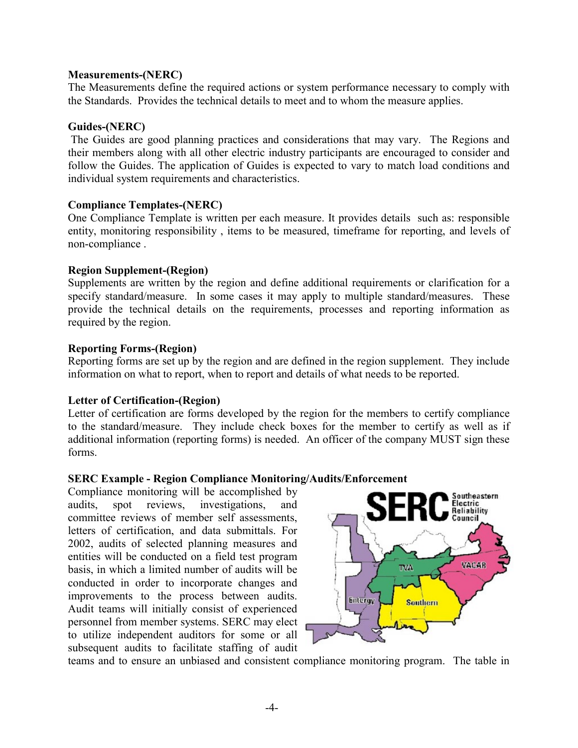**Measurements-(NERC)**
The Measurements define the required actions or system performance necessary to comply with the Standards. Provides the technical details to meet and to whom the measure applies.

**Guides-(NERC)**
The Guides are good planning practices and considerations that may vary. The Regions and their members along with all other electric industry participants are encouraged to consider and follow the Guides. The application of Guides is expected to vary to match load conditions and individual system requirements and characteristics.

**Compliance Templates-(NERC)**
One Compliance Template is written per each measure. It provides details such as: responsible entity, monitoring responsibility , items to be measured, timeframe for reporting, and levels of non-compliance .

**Region Supplement-(Region)**
Supplements are written by the region and define additional requirements or clarification for a specify standard/measure. In some cases it may apply to multiple standard/measures. These provide the technical details on the requirements, processes and reporting information as required by the region.

**Reporting Forms-(Region)**
Reporting forms are set up by the region and are defined in the region supplement. They include information on what to report, when to report and details of what needs to be reported.

**Letter of Certification-(Region)**
Letter of certification are forms developed by the region for the members to certify compliance to the standard/measure. They include check boxes for the member to certify as well as if additional information (reporting forms) is needed. An officer of the company MUST sign these forms.

**SERC Example - Region Compliance Monitoring/Audits/Enforcement**
Compliance monitoring will be accomplished by audits, spot reviews, investigations, and committee reviews of member self assessments, letters of certification, and data submittals. For 2002, audits of selected planning measures and entities will be conducted on a field test program basis, in which a limited number of audits will be conducted in order to incorporate changes and improvements to the process between audits. Audit teams will initially consist of experienced personnel from member systems. SERC may elect to utilize independent auditors for some or all subsequent audits to facilitate staffing of audit teams and to ensure an unbiased and consistent compliance monitoring program. The table in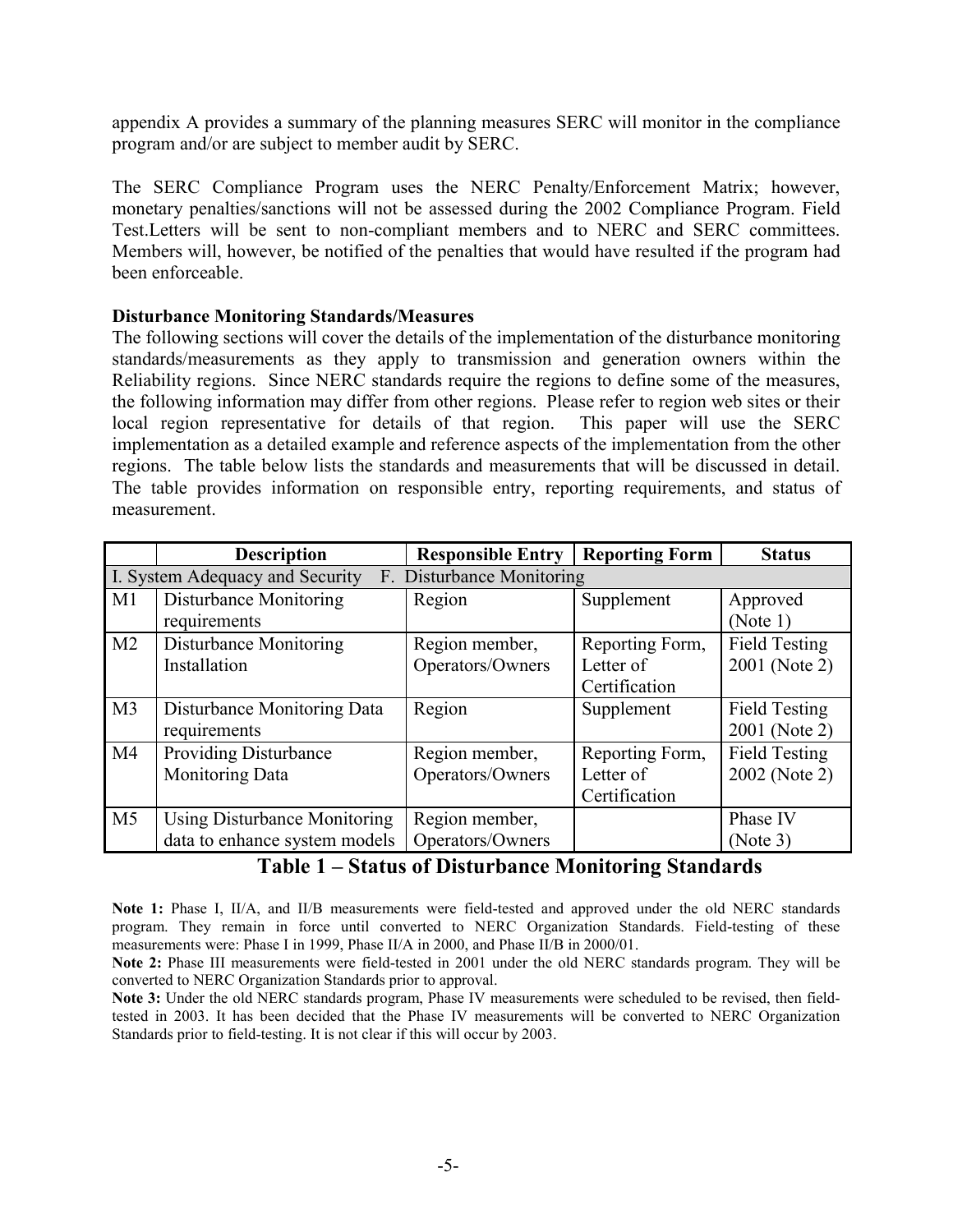appendix A provides a summary of the planning measures SERC will monitor in the compliance program and/or are subject to member audit by SERC.

The SERC Compliance Program uses the NERC Penalty/Enforcement Matrix; however, monetary penalties/sanctions will not be assessed during the 2002 Compliance Program. Field Test.Letters will be sent to non-compliant members and to NERC and SERC committees. Members will, however, be notified of the penalties that would have resulted if the program had been enforceable.

**Disturbance Monitoring Standards/Measures**

The following sections will cover the details of the implementation of the disturbance monitoring standards/measurements as they apply to transmission and generation owners within the Reliability regions. Since NERC standards require the regions to define some of the measures, the following information may differ from other regions. Please refer to region web sites or their local region representative for details of that region. This paper will use the SERC implementation as a detailed example and reference aspects of the implementation from the other regions. The table below lists the standards and measurements that will be discussed in detail. The table provides information on responsible entry, reporting requirements, and status of measurement.

| | Description | Responsible Entry | Reporting Form | Status |
|---|---|---|---|---|
| I. System Adequacy and Security F. Disturbance Monitoring | | | | |
| M1 | Disturbance Monitoring requirements | Region | Supplement | Approved (Note 1) |
| M2 | Disturbance Monitoring Installation | Region member, Operators/Owners | Reporting Form, Letter of Certification | Field Testing 2001 (Note 2) |
| M3 | Disturbance Monitoring Data requirements | Region | Supplement | Field Testing 2001 (Note 2) |
| M4 | Providing Disturbance Monitoring Data | Region member, Operators/Owners | Reporting Form, Letter of Certification | Field Testing 2002 (Note 2) |
| M5 | Using Disturbance Monitoring data to enhance system models | Region member, Operators/Owners | | Phase IV (Note 3) |

**Table 1 – Status of Disturbance Monitoring Standards**

**Note 1:** Phase I, II/A, and II/B measurements were field-tested and approved under the old NERC standards program. They remain in force until converted to NERC Organization Standards. Field-testing of these measurements were: Phase I in 1999, Phase II/A in 2000, and Phase II/B in 2000/01.

**Note 2:** Phase III measurements were field-tested in 2001 under the old NERC standards program. They will be converted to NERC Organization Standards prior to approval.

**Note 3:** Under the old NERC standards program, Phase IV measurements were scheduled to be revised, then field-tested in 2003. It has been decided that the Phase IV measurements will be converted to NERC Organization Standards prior to field-testing. It is not clear if this will occur by 2003.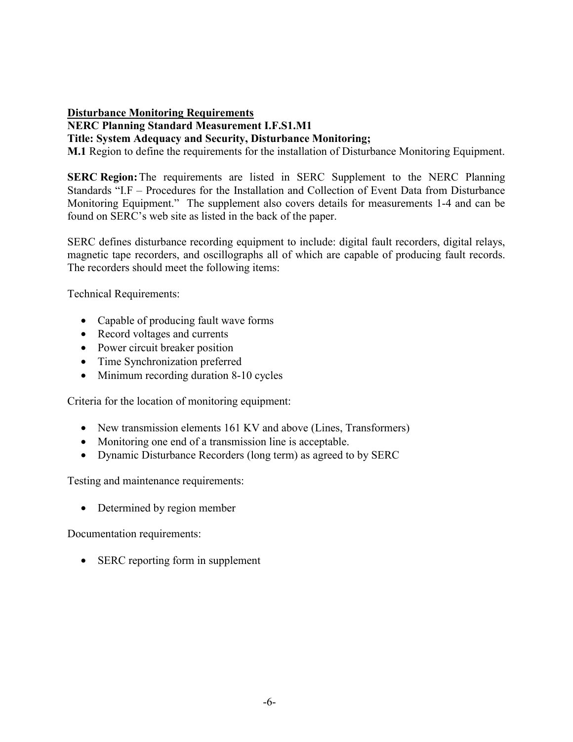**Disturbance Monitoring Requirements**

**NERC Planning Standard Measurement I.F.S1.M1**

**Title: System Adequacy and Security, Disturbance Monitoring;**

**M.1** Region to define the requirements for the installation of Disturbance Monitoring Equipment.

**SERC Region:** The requirements are listed in SERC Supplement to the NERC Planning Standards "I.F – Procedures for the Installation and Collection of Event Data from Disturbance Monitoring Equipment." The supplement also covers details for measurements 1-4 and can be found on SERC's web site as listed in the back of the paper.

SERC defines disturbance recording equipment to include: digital fault recorders, digital relays, magnetic tape recorders, and oscillographs all of which are capable of producing fault records. The recorders should meet the following items:

Technical Requirements:

- Capable of producing fault wave forms
- Record voltages and currents
- Power circuit breaker position
- Time Synchronization preferred
- Minimum recording duration 8-10 cycles

Criteria for the location of monitoring equipment:

- New transmission elements 161 KV and above (Lines, Transformers)
- Monitoring one end of a transmission line is acceptable.
- Dynamic Disturbance Recorders (long term) as agreed to by SERC

Testing and maintenance requirements:

- Determined by region member

Documentation requirements:

- SERC reporting form in supplement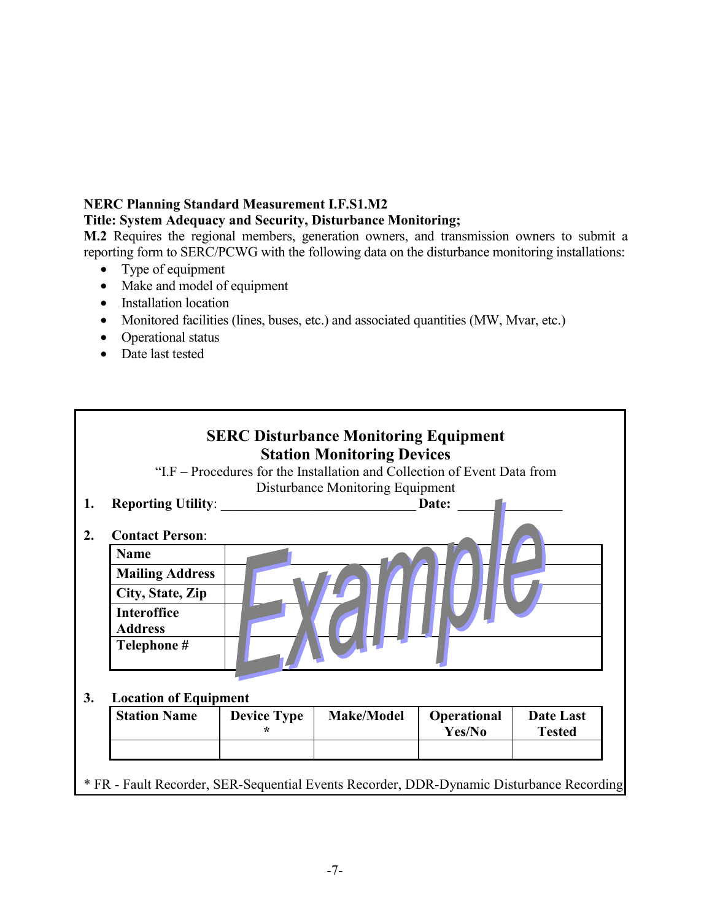**NERC Planning Standard Measurement I.F.S1.M2**
**Title: System Adequacy and Security, Disturbance Monitoring;**
**M.2** Requires the regional members, generation owners, and transmission owners to submit a reporting form to SERC/PCWG with the following data on the disturbance monitoring installations:

- Type of equipment
- Make and model of equipment
- Installation location
- Monitored facilities (lines, buses, etc.) and associated quantities (MW, Mvar, etc.)
- Operational status
- Date last tested

## SERC Disturbance Monitoring Equipment
## Station Monitoring Devices

"I.F – Procedures for the Installation and Collection of Event Data from Disturbance Monitoring Equipment

Example

**1. Reporting Utility**: ______________________________ **Date:** _______________

**2. Contact Person**:

| | |
|---|---|
| **Name** | |
| **Mailing Address** | |
| **City, State, Zip** | |
| **Interoffice Address** | |
| **Telephone #** | |

**3. Location of Equipment**

| Station Name | Device Type * | Make/Model | Operational Yes/No | Date Last Tested |
|---|---|---|---|---|
| | | | | |

* FR - Fault Recorder, SER-Sequential Events Recorder, DDR-Dynamic Disturbance Recording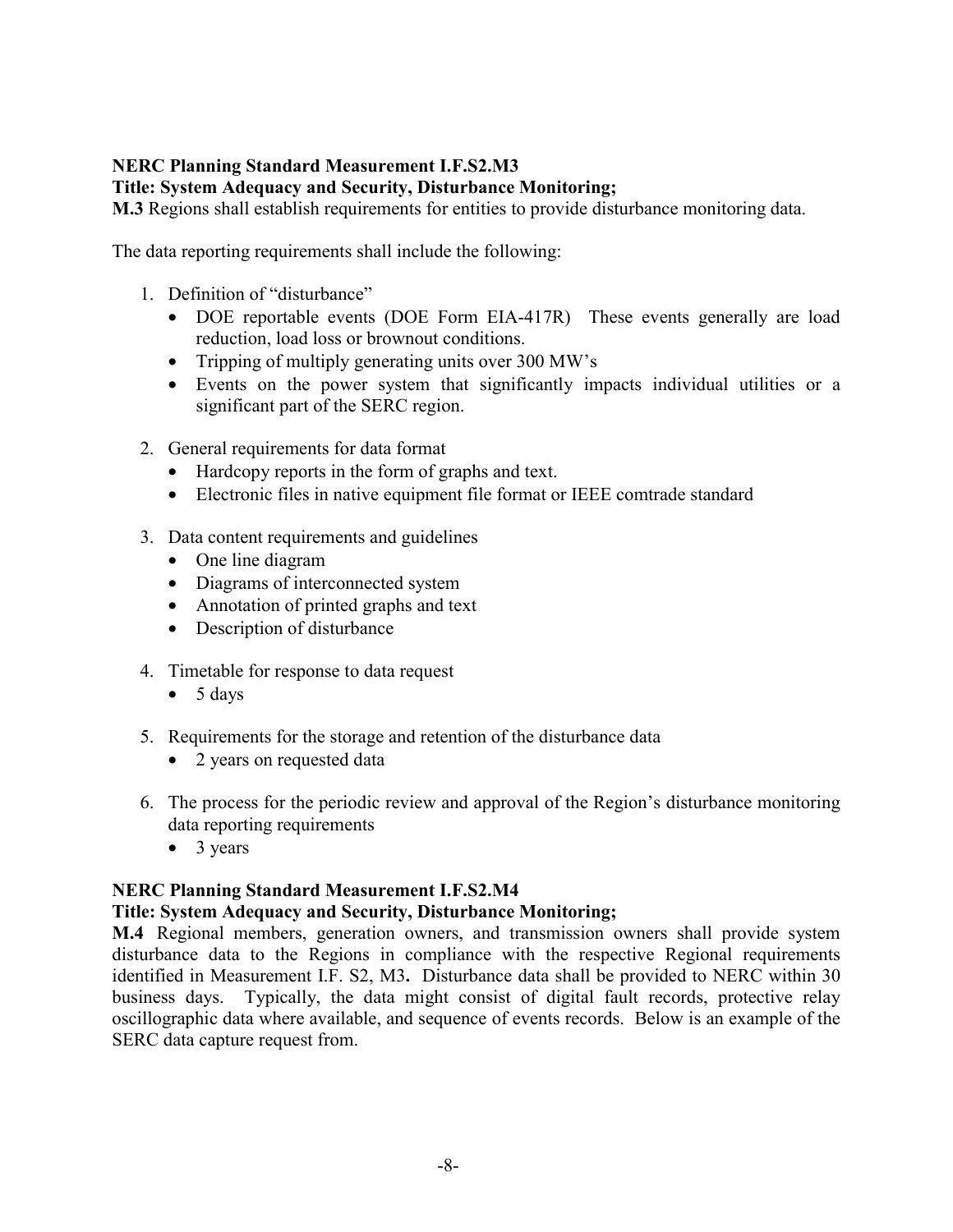**NERC Planning Standard Measurement I.F.S2.M3**
**Title: System Adequacy and Security, Disturbance Monitoring;**
**M.3** Regions shall establish requirements for entities to provide disturbance monitoring data.

The data reporting requirements shall include the following:

1. Definition of "disturbance"
   - DOE reportable events (DOE Form EIA-417R) These events generally are load reduction, load loss or brownout conditions.
   - Tripping of multiply generating units over 300 MW's
   - Events on the power system that significantly impacts individual utilities or a significant part of the SERC region.

2. General requirements for data format
   - Hardcopy reports in the form of graphs and text.
   - Electronic files in native equipment file format or IEEE comtrade standard

3. Data content requirements and guidelines
   - One line diagram
   - Diagrams of interconnected system
   - Annotation of printed graphs and text
   - Description of disturbance

4. Timetable for response to data request
   - 5 days

5. Requirements for the storage and retention of the disturbance data
   - 2 years on requested data

6. The process for the periodic review and approval of the Region's disturbance monitoring data reporting requirements
   - 3 years

**NERC Planning Standard Measurement I.F.S2.M4**
**Title: System Adequacy and Security, Disturbance Monitoring;**
**M.4** Regional members, generation owners, and transmission owners shall provide system disturbance data to the Regions in compliance with the respective Regional requirements identified in Measurement I.F. S2, M3**.** Disturbance data shall be provided to NERC within 30 business days. Typically, the data might consist of digital fault records, protective relay oscillographic data where available, and sequence of events records. Below is an example of the SERC data capture request from.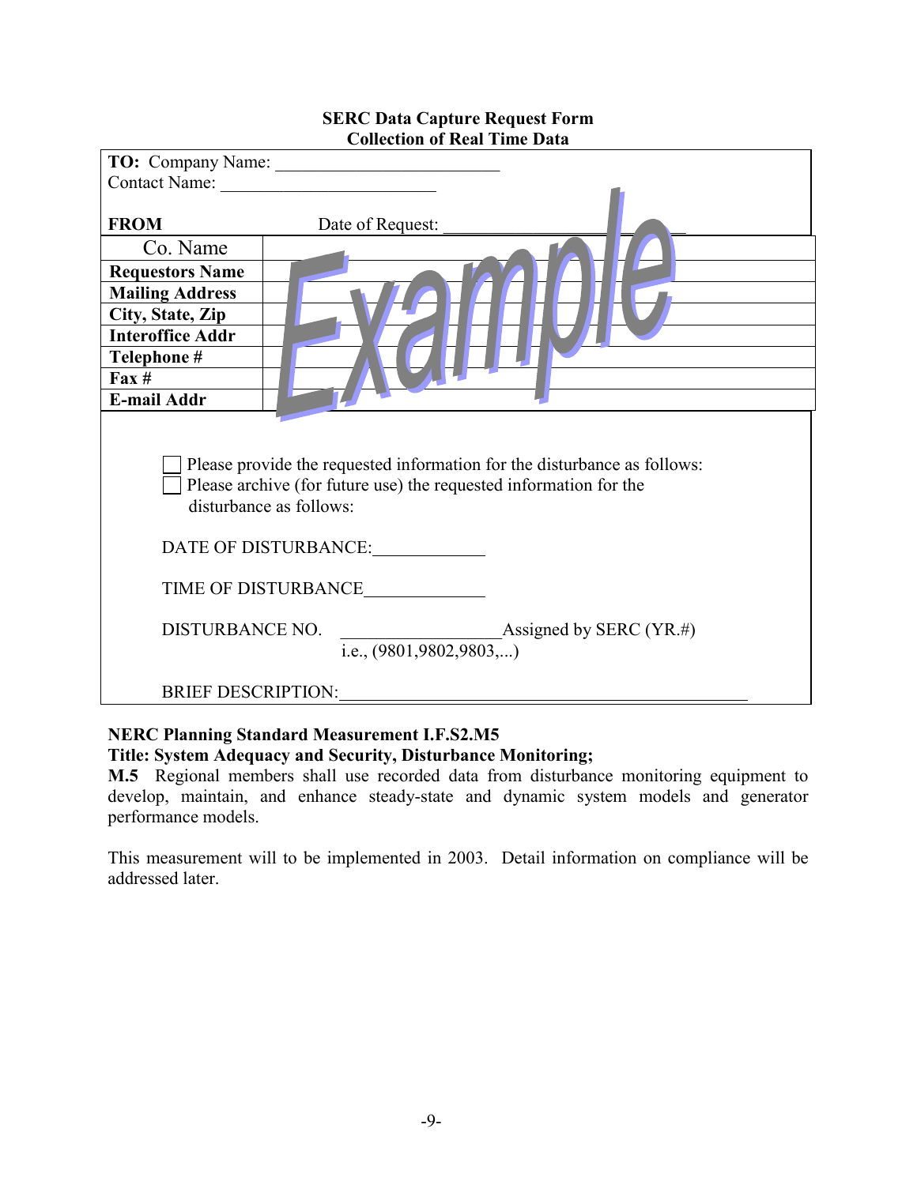**SERC Data Capture Request Form**
**Collection of Real Time Data**

**TO:** Company Name: ________________________

Contact Name: ________________________

**FROM** Date of Request: ________________________

| Co. Name | |
|---|---|
| **Requestors Name** | |
| **Mailing Address** | |
| **City, State, Zip** | |
| **Interoffice Addr** | |
| **Telephone #** | |
| **Fax #** | |
| **E-mail Addr** | |

Example

☐ Please provide the requested information for the disturbance as follows:
☐ Please archive (for future use) the requested information for the disturbance as follows:

DATE OF DISTURBANCE:____________

TIME OF DISTURBANCE____________

DISTURBANCE NO. ________________Assigned by SERC (YR.#)
i.e., (9801,9802,9803,...)

BRIEF DESCRIPTION:____________________________________________

**NERC Planning Standard Measurement I.F.S2.M5**
**Title: System Adequacy and Security, Disturbance Monitoring;**
**M.5** Regional members shall use recorded data from disturbance monitoring equipment to develop, maintain, and enhance steady-state and dynamic system models and generator performance models.

This measurement will to be implemented in 2003. Detail information on compliance will be addressed later.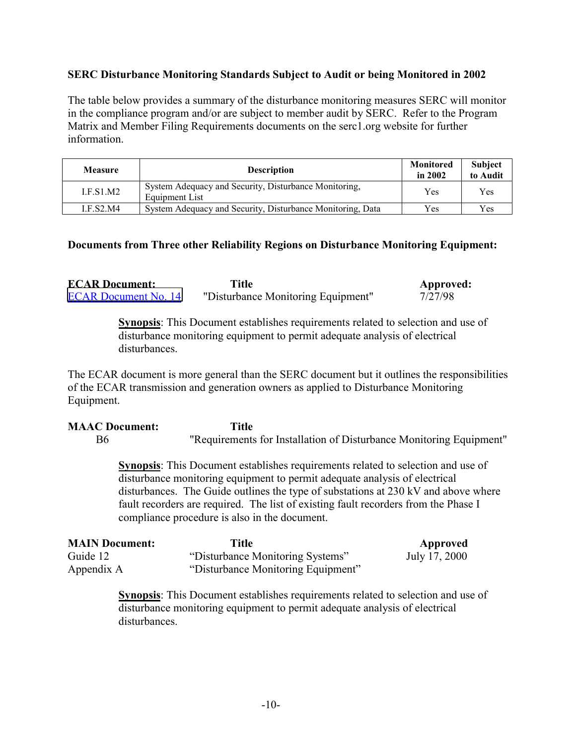### SERC Disturbance Monitoring Standards Subject to Audit or being Monitored in 2002

The table below provides a summary of the disturbance monitoring measures SERC will monitor in the compliance program and/or are subject to member audit by SERC. Refer to the Program Matrix and Member Filing Requirements documents on the serc1.org website for further information.

| Measure | Description | Monitored in 2002 | Subject to Audit |
|---|---|---|---|
| I.F.S1.M2 | System Adequacy and Security, Disturbance Monitoring, Equipment List | Yes | Yes |
| I.F.S2.M4 | System Adequacy and Security, Disturbance Monitoring, Data | Yes | Yes |

### Documents from Three other Reliability Regions on Disturbance Monitoring Equipment:

| **ECAR Document:** | **Title** | **Approved:** |
|---|---|---|
| ECAR Document No. 14 | "Disturbance Monitoring Equipment" | 7/27/98 |

**Synopsis**: This Document establishes requirements related to selection and use of disturbance monitoring equipment to permit adequate analysis of electrical disturbances.

The ECAR document is more general than the SERC document but it outlines the responsibilities of the ECAR transmission and generation owners as applied to Disturbance Monitoring Equipment.

| **MAAC Document:** | **Title** |
|---|---|
| B6 | "Requirements for Installation of Disturbance Monitoring Equipment" |

**Synopsis**: This Document establishes requirements related to selection and use of disturbance monitoring equipment to permit adequate analysis of electrical disturbances. The Guide outlines the type of substations at 230 kV and above where fault recorders are required. The list of existing fault recorders from the Phase I compliance procedure is also in the document.

| **MAIN Document:** | **Title** | **Approved** |
|---|---|---|
| Guide 12 | "Disturbance Monitoring Systems" | July 17, 2000 |
| Appendix A | "Disturbance Monitoring Equipment" | |

**Synopsis**: This Document establishes requirements related to selection and use of disturbance monitoring equipment to permit adequate analysis of electrical disturbances.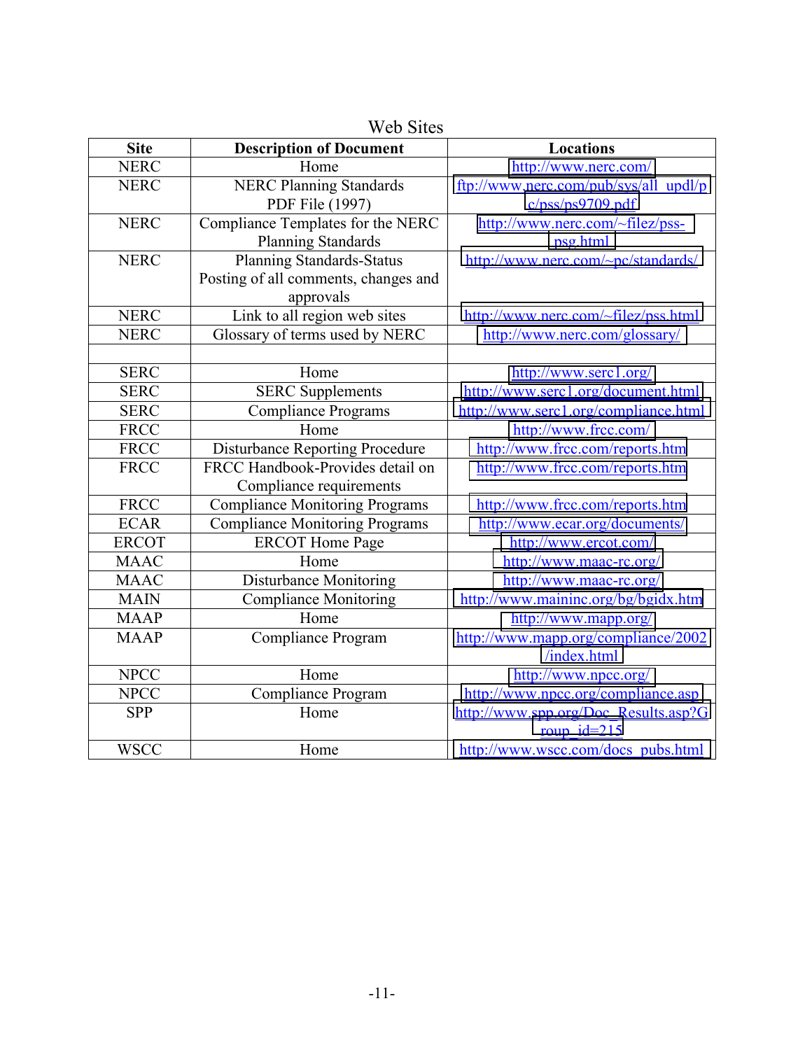Web Sites

| Site | Description of Document | Locations |
|---|---|---|
| NERC | Home | http://www.nerc.com/ |
| NERC | NERC Planning Standards PDF File (1997) | ftp://www.nerc.com/pub/sys/all_updl/pc/pss/ps9709.pdf |
| NERC | Compliance Templates for the NERC Planning Standards | http://www.nerc.com/~filez/pss-psg.html |
| NERC | Planning Standards-Status Posting of all comments, changes and approvals | http://www.nerc.com/~pc/standards/ |
| NERC | Link to all region web sites | http://www.nerc.com/~filez/pss.html |
| NERC | Glossary of terms used by NERC | http://www.nerc.com/glossary/ |
| | | |
| SERC | Home | http://www.serc1.org/ |
| SERC | SERC Supplements | http://www.serc1.org/document.html |
| SERC | Compliance Programs | http://www.serc1.org/compliance.html |
| FRCC | Home | http://www.frcc.com/ |
| FRCC | Disturbance Reporting Procedure | http://www.frcc.com/reports.htm |
| FRCC | FRCC Handbook-Provides detail on Compliance requirements | http://www.frcc.com/reports.htm |
| FRCC | Compliance Monitoring Programs | http://www.frcc.com/reports.htm |
| ECAR | Compliance Monitoring Programs | http://www.ecar.org/documents/ |
| ERCOT | ERCOT Home Page | http://www.ercot.com/ |
| MAAC | Home | http://www.maac-rc.org/ |
| MAAC | Disturbance Monitoring | http://www.maac-rc.org/ |
| MAIN | Compliance Monitoring | http://www.maininc.org/bg/bgidx.htm |
| MAAP | Home | http://www.mapp.org/ |
| MAAP | Compliance Program | http://www.mapp.org/compliance/2002/index.html |
| NPCC | Home | http://www.npcc.org/ |
| NPCC | Compliance Program | http://www.npcc.org/compliance.asp |
| SPP | Home | http://www.spp.org/Doc_Results.asp?Group_id=215 |
| WSCC | Home | http://www.wscc.com/docs_pubs.html |